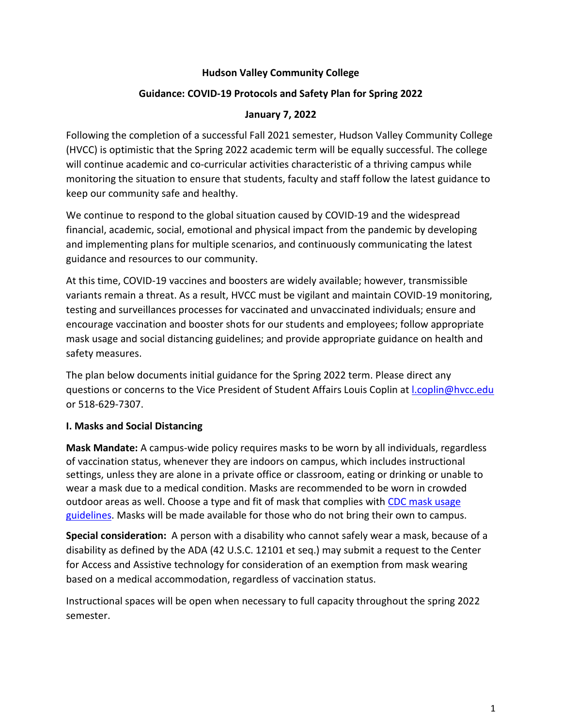# Hudson Valley Community College

## Guidance: COVID-19 Protocols and Safety Plan for Spring 2022

### January 7, 2022

Following the completion of a successful Fall 2021 semester, Hudson Valley Community College (HVCC) is optimistic that the Spring 2022 academic term will be equally successful. The college will continue academic and co-curricular activities characteristic of a thriving campus while monitoring the situation to ensure that students, faculty and staff follow the latest guidance to keep our community safe and healthy.

We continue to respond to the global situation caused by COVID-19 and the widespread financial, academic, social, emotional and physical impact from the pandemic by developing and implementing plans for multiple scenarios, and continuously communicating the latest guidance and resources to our community.

At this time, COVID-19 vaccines and boosters are widely available; however, transmissible variants remain a threat. As a result, HVCC must be vigilant and maintain COVID-19 monitoring, testing and surveillances processes for vaccinated and unvaccinated individuals; ensure and encourage vaccination and booster shots for our students and employees; follow appropriate mask usage and social distancing guidelines; and provide appropriate guidance on health and safety measures.

The plan below documents initial guidance for the Spring 2022 term. Please direct any questions or concerns to the Vice President of Student Affairs Louis Coplin at l.coplin@hvcc.edu or 518-629-7307.

### I. Masks and Social Distancing

**Mask Mandate:** A campus-wide policy requires masks to be worn by all individuals, regardless of vaccination status, whenever they are indoors on campus, which includes instructional settings, unless they are alone in a private office or classroom, eating or drinking or unable to wear a mask due to a medical condition. Masks are recommended to be worn in crowded outdoor areas as well. Choose a type and fit of mask that complies with CDC mask usage guidelines. Masks will be made available for those who do not bring their own to campus.

**Special consideration:** A person with a disability who cannot safely wear a mask, because of a disability as defined by the ADA (42 U.S.C. 12101 et seq.) may submit a request to the Center for Access and Assistive technology for consideration of an exemption from mask wearing based on a medical accommodation, regardless of vaccination status.

Instructional spaces will be open when necessary to full capacity throughout the spring 2022 semester.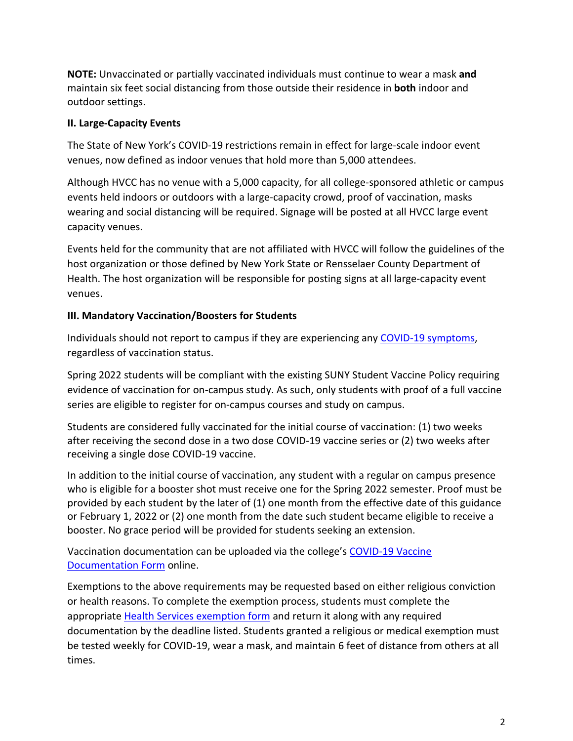**NOTE:** Unvaccinated or partially vaccinated individuals must continue to wear a mask **and** maintain six feet social distancing from those outside their residence in **both** indoor and outdoor settings.

### II. Large-Capacity Events

The State of New York's COVID-19 restrictions remain in effect for large-scale indoor event venues, now defined as indoor venues that hold more than 5,000 attendees.

Although HVCC has no venue with a 5,000 capacity, for all college-sponsored athletic or campus events held indoors or outdoors with a large-capacity crowd, proof of vaccination, masks wearing and social distancing will be required. Signage will be posted at all HVCC large event capacity venues.

Events held for the community that are not affiliated with HVCC will follow the guidelines of the host organization or those defined by New York State or Rensselaer County Department of Health. The host organization will be responsible for posting signs at all large-capacity event venues.

### III. Mandatory Vaccination/Boosters for Students

Individuals should not report to campus if they are experiencing any [COVID-19 symptoms](), regardless of vaccination status.

Spring 2022 students will be compliant with the existing SUNY Student Vaccine Policy requiring evidence of vaccination for on-campus study. As such, only students with proof of a full vaccine series are eligible to register for on-campus courses and study on campus.

Students are considered fully vaccinated for the initial course of vaccination: (1) two weeks after receiving the second dose in a two dose COVID-19 vaccine series or (2) two weeks after receiving a single dose COVID-19 vaccine.

In addition to the initial course of vaccination, any student with a regular on campus presence who is eligible for a booster shot must receive one for the Spring 2022 semester. Proof must be provided by each student by the later of (1) one month from the effective date of this guidance or February 1, 2022 or (2) one month from the date such student became eligible to receive a booster. No grace period will be provided for students seeking an extension.

Vaccination documentation can be uploaded via the college's [COVID-19 Vaccine Documentation Form]() online.

Exemptions to the above requirements may be requested based on either religious conviction or health reasons. To complete the exemption process, students must complete the appropriate [Health Services exemption form]() and return it along with any required documentation by the deadline listed. Students granted a religious or medical exemption must be tested weekly for COVID-19, wear a mask, and maintain 6 feet of distance from others at all times.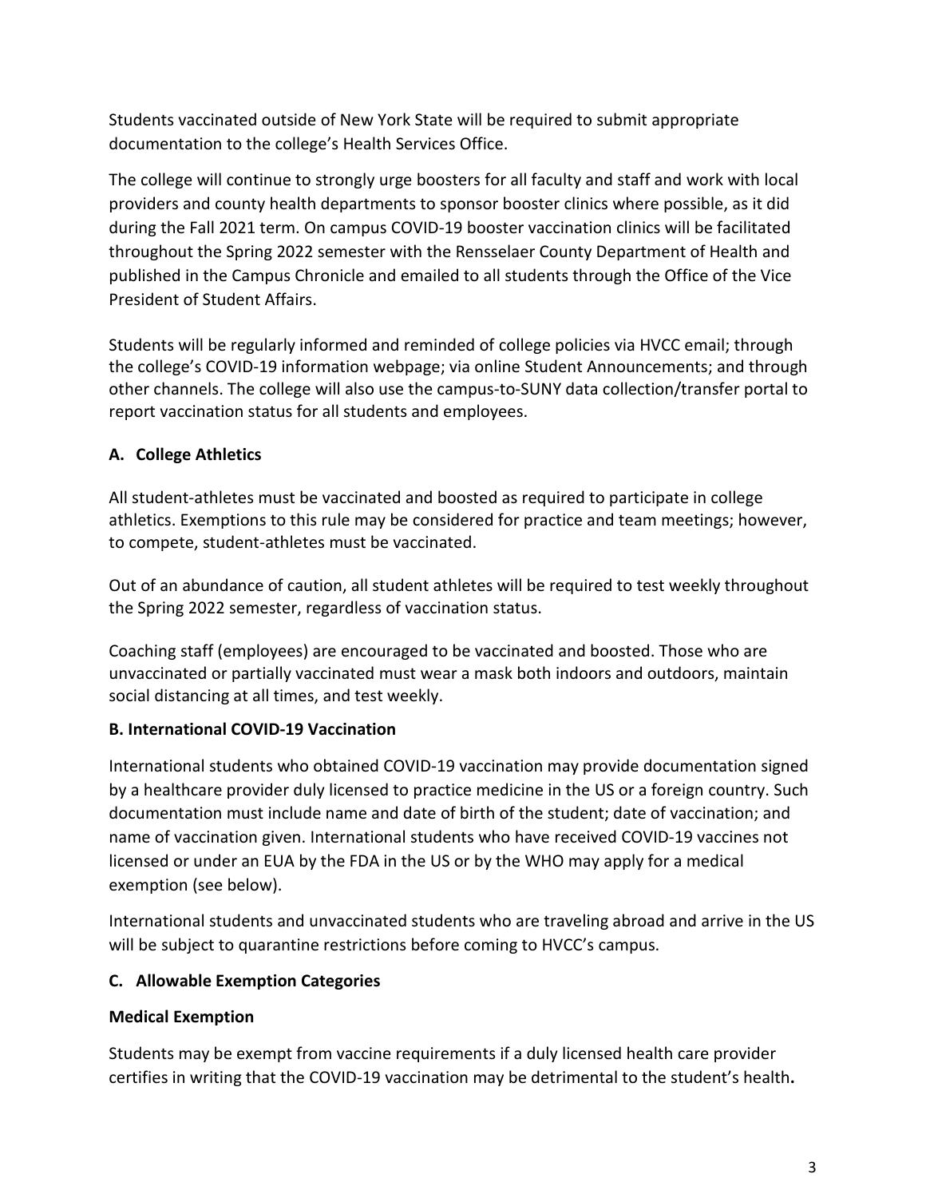Students vaccinated outside of New York State will be required to submit appropriate documentation to the college's Health Services Office.

The college will continue to strongly urge boosters for all faculty and staff and work with local providers and county health departments to sponsor booster clinics where possible, as it did during the Fall 2021 term. On campus COVID-19 booster vaccination clinics will be facilitated throughout the Spring 2022 semester with the Rensselaer County Department of Health and published in the Campus Chronicle and emailed to all students through the Office of the Vice President of Student Affairs.

Students will be regularly informed and reminded of college policies via HVCC email; through the college's COVID-19 information webpage; via online Student Announcements; and through other channels. The college will also use the campus-to-SUNY data collection/transfer portal to report vaccination status for all students and employees.

### A. College Athletics

All student-athletes must be vaccinated and boosted as required to participate in college athletics. Exemptions to this rule may be considered for practice and team meetings; however, to compete, student-athletes must be vaccinated.

Out of an abundance of caution, all student athletes will be required to test weekly throughout the Spring 2022 semester, regardless of vaccination status.

Coaching staff (employees) are encouraged to be vaccinated and boosted. Those who are unvaccinated or partially vaccinated must wear a mask both indoors and outdoors, maintain social distancing at all times, and test weekly.

### B. International COVID-19 Vaccination

International students who obtained COVID-19 vaccination may provide documentation signed by a healthcare provider duly licensed to practice medicine in the US or a foreign country. Such documentation must include name and date of birth of the student; date of vaccination; and name of vaccination given. International students who have received COVID-19 vaccines not licensed or under an EUA by the FDA in the US or by the WHO may apply for a medical exemption (see below).

International students and unvaccinated students who are traveling abroad and arrive in the US will be subject to quarantine restrictions before coming to HVCC's campus.

### C. Allowable Exemption Categories

**Medical Exemption**

Students may be exempt from vaccine requirements if a duly licensed health care provider certifies in writing that the COVID-19 vaccination may be detrimental to the student's health**.**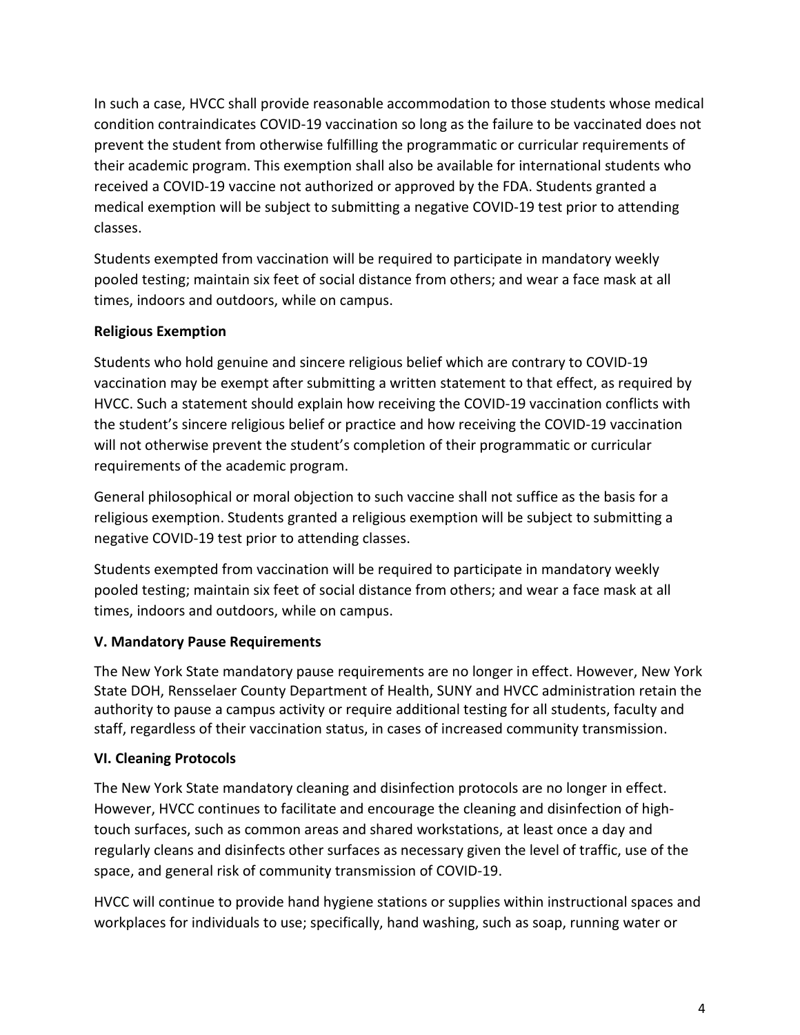In such a case, HVCC shall provide reasonable accommodation to those students whose medical condition contraindicates COVID-19 vaccination so long as the failure to be vaccinated does not prevent the student from otherwise fulfilling the programmatic or curricular requirements of their academic program. This exemption shall also be available for international students who received a COVID-19 vaccine not authorized or approved by the FDA. Students granted a medical exemption will be subject to submitting a negative COVID-19 test prior to attending classes.

Students exempted from vaccination will be required to participate in mandatory weekly pooled testing; maintain six feet of social distance from others; and wear a face mask at all times, indoors and outdoors, while on campus.

**Religious Exemption**

Students who hold genuine and sincere religious belief which are contrary to COVID-19 vaccination may be exempt after submitting a written statement to that effect, as required by HVCC. Such a statement should explain how receiving the COVID-19 vaccination conflicts with the student's sincere religious belief or practice and how receiving the COVID-19 vaccination will not otherwise prevent the student's completion of their programmatic or curricular requirements of the academic program.

General philosophical or moral objection to such vaccine shall not suffice as the basis for a religious exemption. Students granted a religious exemption will be subject to submitting a negative COVID-19 test prior to attending classes.

Students exempted from vaccination will be required to participate in mandatory weekly pooled testing; maintain six feet of social distance from others; and wear a face mask at all times, indoors and outdoors, while on campus.

**V. Mandatory Pause Requirements**

The New York State mandatory pause requirements are no longer in effect. However, New York State DOH, Rensselaer County Department of Health, SUNY and HVCC administration retain the authority to pause a campus activity or require additional testing for all students, faculty and staff, regardless of their vaccination status, in cases of increased community transmission.

**VI. Cleaning Protocols**

The New York State mandatory cleaning and disinfection protocols are no longer in effect. However, HVCC continues to facilitate and encourage the cleaning and disinfection of high-touch surfaces, such as common areas and shared workstations, at least once a day and regularly cleans and disinfects other surfaces as necessary given the level of traffic, use of the space, and general risk of community transmission of COVID-19.

HVCC will continue to provide hand hygiene stations or supplies within instructional spaces and workplaces for individuals to use; specifically, hand washing, such as soap, running water or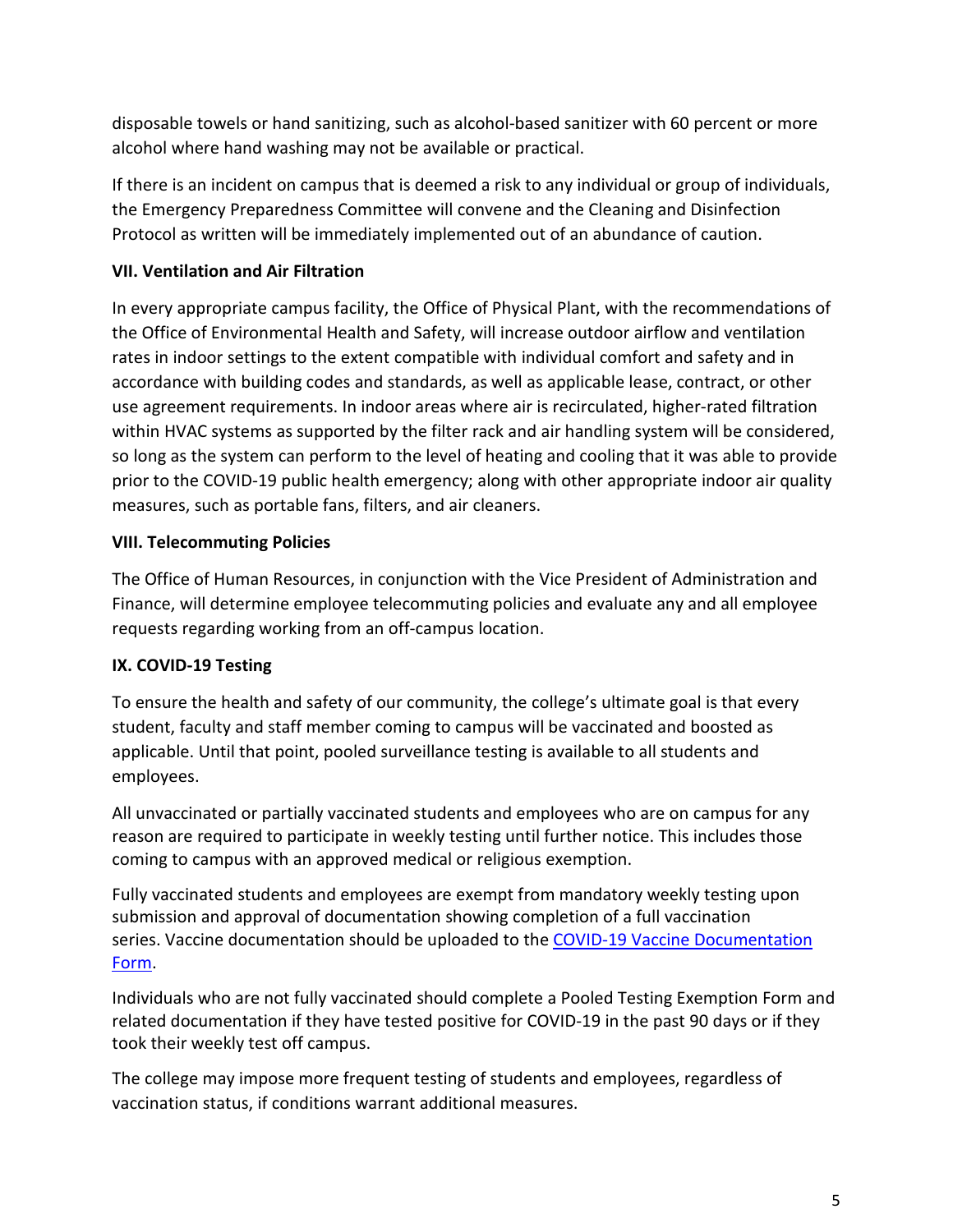disposable towels or hand sanitizing, such as alcohol-based sanitizer with 60 percent or more alcohol where hand washing may not be available or practical.

If there is an incident on campus that is deemed a risk to any individual or group of individuals, the Emergency Preparedness Committee will convene and the Cleaning and Disinfection Protocol as written will be immediately implemented out of an abundance of caution.

**VII. Ventilation and Air Filtration**

In every appropriate campus facility, the Office of Physical Plant, with the recommendations of the Office of Environmental Health and Safety, will increase outdoor airflow and ventilation rates in indoor settings to the extent compatible with individual comfort and safety and in accordance with building codes and standards, as well as applicable lease, contract, or other use agreement requirements. In indoor areas where air is recirculated, higher-rated filtration within HVAC systems as supported by the filter rack and air handling system will be considered, so long as the system can perform to the level of heating and cooling that it was able to provide prior to the COVID-19 public health emergency; along with other appropriate indoor air quality measures, such as portable fans, filters, and air cleaners.

**VIII. Telecommuting Policies**

The Office of Human Resources, in conjunction with the Vice President of Administration and Finance, will determine employee telecommuting policies and evaluate any and all employee requests regarding working from an off-campus location.

**IX. COVID-19 Testing**

To ensure the health and safety of our community, the college's ultimate goal is that every student, faculty and staff member coming to campus will be vaccinated and boosted as applicable. Until that point, pooled surveillance testing is available to all students and employees.

All unvaccinated or partially vaccinated students and employees who are on campus for any reason are required to participate in weekly testing until further notice. This includes those coming to campus with an approved medical or religious exemption.

Fully vaccinated students and employees are exempt from mandatory weekly testing upon submission and approval of documentation showing completion of a full vaccination series. Vaccine documentation should be uploaded to the [COVID-19 Vaccine Documentation Form](COVID-19 Vaccine Documentation Form).

Individuals who are not fully vaccinated should complete a Pooled Testing Exemption Form and related documentation if they have tested positive for COVID-19 in the past 90 days or if they took their weekly test off campus.

The college may impose more frequent testing of students and employees, regardless of vaccination status, if conditions warrant additional measures.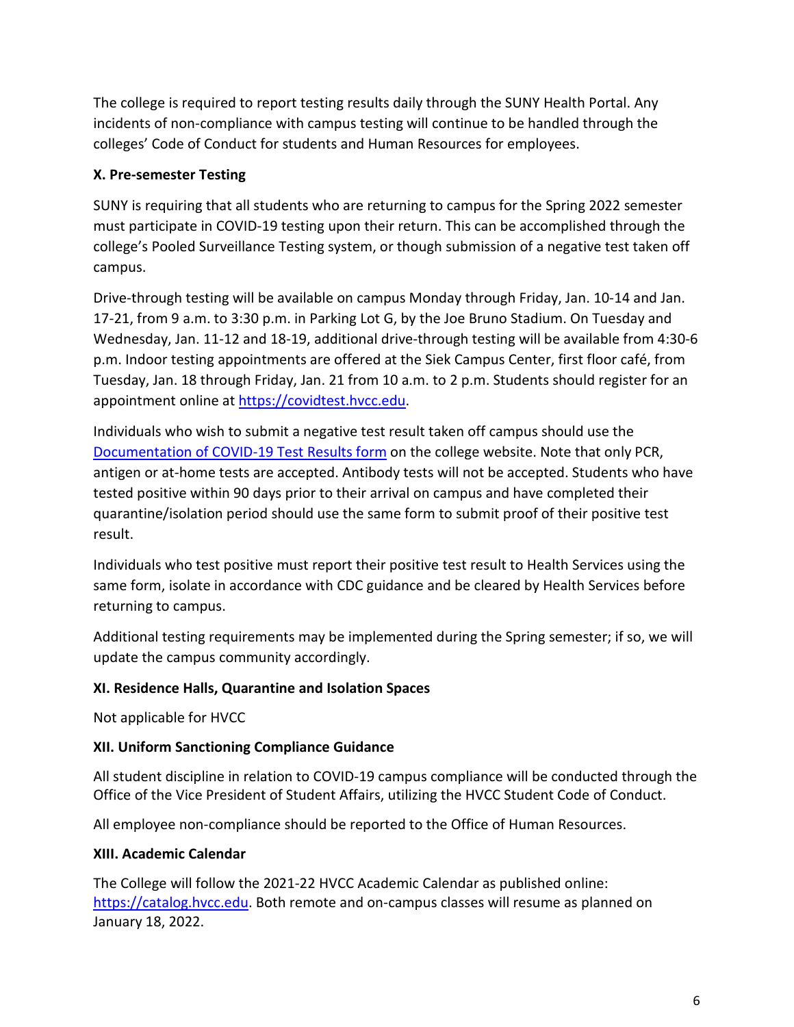The college is required to report testing results daily through the SUNY Health Portal. Any incidents of non-compliance with campus testing will continue to be handled through the colleges' Code of Conduct for students and Human Resources for employees.

### X. Pre-semester Testing

SUNY is requiring that all students who are returning to campus for the Spring 2022 semester must participate in COVID-19 testing upon their return. This can be accomplished through the college's Pooled Surveillance Testing system, or though submission of a negative test taken off campus.

Drive-through testing will be available on campus Monday through Friday, Jan. 10-14 and Jan. 17-21, from 9 a.m. to 3:30 p.m. in Parking Lot G, by the Joe Bruno Stadium. On Tuesday and Wednesday, Jan. 11-12 and 18-19, additional drive-through testing will be available from 4:30-6 p.m. Indoor testing appointments are offered at the Siek Campus Center, first floor café, from Tuesday, Jan. 18 through Friday, Jan. 21 from 10 a.m. to 2 p.m. Students should register for an appointment online at [https://covidtest.hvcc.edu](https://covidtest.hvcc.edu).

Individuals who wish to submit a negative test result taken off campus should use the [Documentation of COVID-19 Test Results form]() on the college website. Note that only PCR, antigen or at-home tests are accepted. Antibody tests will not be accepted. Students who have tested positive within 90 days prior to their arrival on campus and have completed their quarantine/isolation period should use the same form to submit proof of their positive test result.

Individuals who test positive must report their positive test result to Health Services using the same form, isolate in accordance with CDC guidance and be cleared by Health Services before returning to campus.

Additional testing requirements may be implemented during the Spring semester; if so, we will update the campus community accordingly.

### XI. Residence Halls, Quarantine and Isolation Spaces

Not applicable for HVCC

### XII. Uniform Sanctioning Compliance Guidance

All student discipline in relation to COVID-19 campus compliance will be conducted through the Office of the Vice President of Student Affairs, utilizing the HVCC Student Code of Conduct.

All employee non-compliance should be reported to the Office of Human Resources.

### XIII. Academic Calendar

The College will follow the 2021-22 HVCC Academic Calendar as published online: [https://catalog.hvcc.edu](https://catalog.hvcc.edu). Both remote and on-campus classes will resume as planned on January 18, 2022.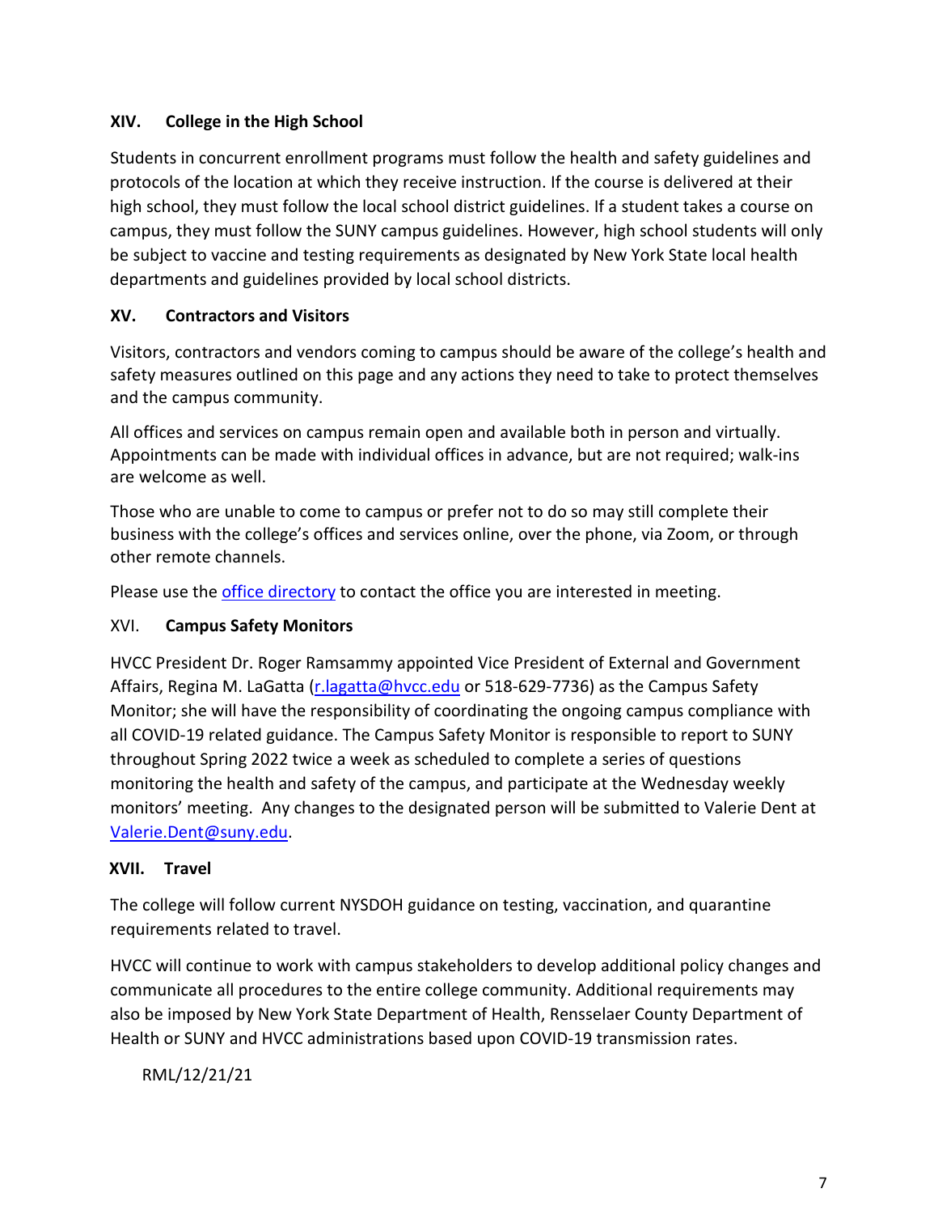## XIV. College in the High School

Students in concurrent enrollment programs must follow the health and safety guidelines and protocols of the location at which they receive instruction. If the course is delivered at their high school, they must follow the local school district guidelines. If a student takes a course on campus, they must follow the SUNY campus guidelines. However, high school students will only be subject to vaccine and testing requirements as designated by New York State local health departments and guidelines provided by local school districts.

## XV. Contractors and Visitors

Visitors, contractors and vendors coming to campus should be aware of the college's health and safety measures outlined on this page and any actions they need to take to protect themselves and the campus community.

All offices and services on campus remain open and available both in person and virtually. Appointments can be made with individual offices in advance, but are not required; walk-ins are welcome as well.

Those who are unable to come to campus or prefer not to do so may still complete their business with the college's offices and services online, over the phone, via Zoom, or through other remote channels.

Please use the [office directory]() to contact the office you are interested in meeting.

## XVI. Campus Safety Monitors

HVCC President Dr. Roger Ramsammy appointed Vice President of External and Government Affairs, Regina M. LaGatta ([r.lagatta@hvcc.edu](mailto:r.lagatta@hvcc.edu) or 518-629-7736) as the Campus Safety Monitor; she will have the responsibility of coordinating the ongoing campus compliance with all COVID-19 related guidance. The Campus Safety Monitor is responsible to report to SUNY throughout Spring 2022 twice a week as scheduled to complete a series of questions monitoring the health and safety of the campus, and participate at the Wednesday weekly monitors' meeting. Any changes to the designated person will be submitted to Valerie Dent at [Valerie.Dent@suny.edu](mailto:Valerie.Dent@suny.edu).

## XVII. Travel

The college will follow current NYSDOH guidance on testing, vaccination, and quarantine requirements related to travel.

HVCC will continue to work with campus stakeholders to develop additional policy changes and communicate all procedures to the entire college community. Additional requirements may also be imposed by New York State Department of Health, Rensselaer County Department of Health or SUNY and HVCC administrations based upon COVID-19 transmission rates.

RML/12/21/21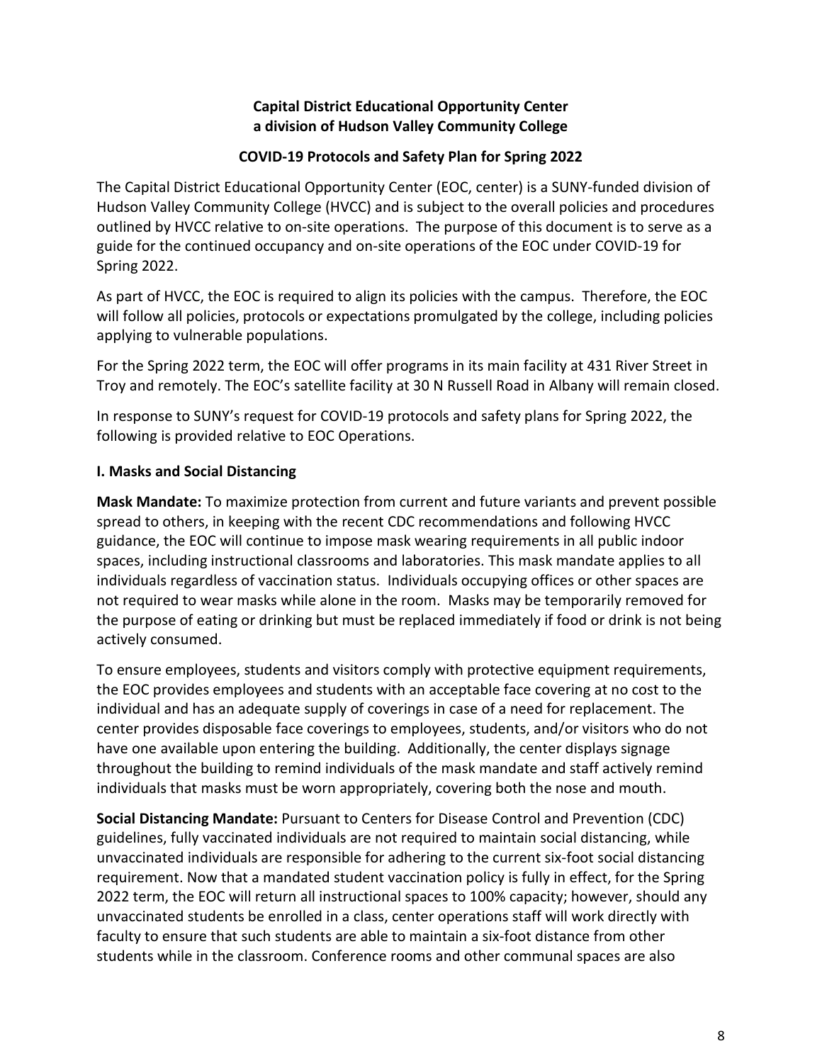**Capital District Educational Opportunity Center**
**a division of Hudson Valley Community College**

**COVID-19 Protocols and Safety Plan for Spring 2022**

The Capital District Educational Opportunity Center (EOC, center) is a SUNY-funded division of Hudson Valley Community College (HVCC) and is subject to the overall policies and procedures outlined by HVCC relative to on-site operations. The purpose of this document is to serve as a guide for the continued occupancy and on-site operations of the EOC under COVID-19 for Spring 2022.

As part of HVCC, the EOC is required to align its policies with the campus. Therefore, the EOC will follow all policies, protocols or expectations promulgated by the college, including policies applying to vulnerable populations.

For the Spring 2022 term, the EOC will offer programs in its main facility at 431 River Street in Troy and remotely. The EOC's satellite facility at 30 N Russell Road in Albany will remain closed.

In response to SUNY's request for COVID-19 protocols and safety plans for Spring 2022, the following is provided relative to EOC Operations.

## I. Masks and Social Distancing

**Mask Mandate:** To maximize protection from current and future variants and prevent possible spread to others, in keeping with the recent CDC recommendations and following HVCC guidance, the EOC will continue to impose mask wearing requirements in all public indoor spaces, including instructional classrooms and laboratories. This mask mandate applies to all individuals regardless of vaccination status. Individuals occupying offices or other spaces are not required to wear masks while alone in the room. Masks may be temporarily removed for the purpose of eating or drinking but must be replaced immediately if food or drink is not being actively consumed.

To ensure employees, students and visitors comply with protective equipment requirements, the EOC provides employees and students with an acceptable face covering at no cost to the individual and has an adequate supply of coverings in case of a need for replacement. The center provides disposable face coverings to employees, students, and/or visitors who do not have one available upon entering the building. Additionally, the center displays signage throughout the building to remind individuals of the mask mandate and staff actively remind individuals that masks must be worn appropriately, covering both the nose and mouth.

**Social Distancing Mandate:** Pursuant to Centers for Disease Control and Prevention (CDC) guidelines, fully vaccinated individuals are not required to maintain social distancing, while unvaccinated individuals are responsible for adhering to the current six-foot social distancing requirement. Now that a mandated student vaccination policy is fully in effect, for the Spring 2022 term, the EOC will return all instructional spaces to 100% capacity; however, should any unvaccinated students be enrolled in a class, center operations staff will work directly with faculty to ensure that such students are able to maintain a six-foot distance from other students while in the classroom. Conference rooms and other communal spaces are also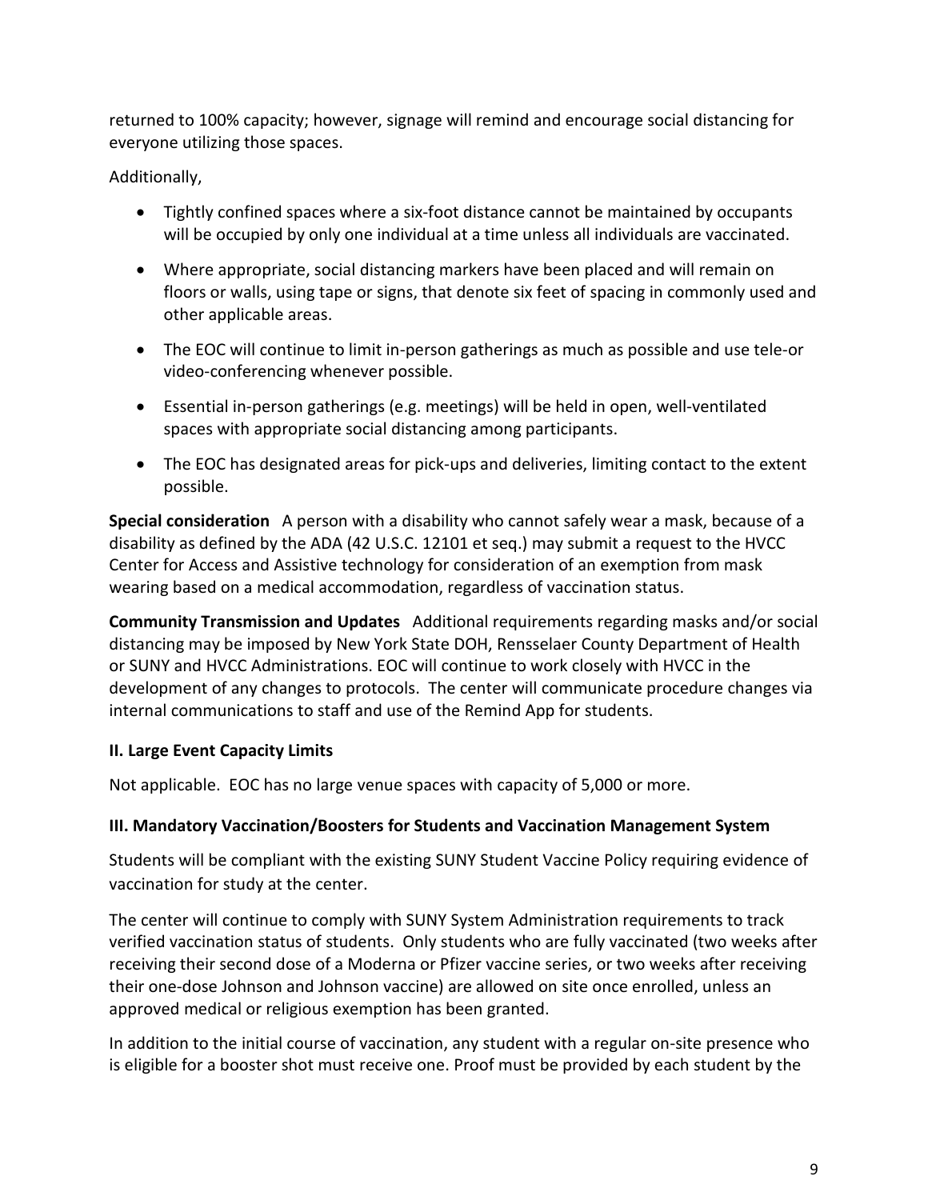returned to 100% capacity; however, signage will remind and encourage social distancing for everyone utilizing those spaces.

Additionally,

- Tightly confined spaces where a six-foot distance cannot be maintained by occupants will be occupied by only one individual at a time unless all individuals are vaccinated.
- Where appropriate, social distancing markers have been placed and will remain on floors or walls, using tape or signs, that denote six feet of spacing in commonly used and other applicable areas.
- The EOC will continue to limit in-person gatherings as much as possible and use tele-or video-conferencing whenever possible.
- Essential in-person gatherings (e.g. meetings) will be held in open, well-ventilated spaces with appropriate social distancing among participants.
- The EOC has designated areas for pick-ups and deliveries, limiting contact to the extent possible.

**Special consideration** A person with a disability who cannot safely wear a mask, because of a disability as defined by the ADA (42 U.S.C. 12101 et seq.) may submit a request to the HVCC Center for Access and Assistive technology for consideration of an exemption from mask wearing based on a medical accommodation, regardless of vaccination status.

**Community Transmission and Updates** Additional requirements regarding masks and/or social distancing may be imposed by New York State DOH, Rensselaer County Department of Health or SUNY and HVCC Administrations. EOC will continue to work closely with HVCC in the development of any changes to protocols. The center will communicate procedure changes via internal communications to staff and use of the Remind App for students.

### II. Large Event Capacity Limits

Not applicable. EOC has no large venue spaces with capacity of 5,000 or more.

### III. Mandatory Vaccination/Boosters for Students and Vaccination Management System

Students will be compliant with the existing SUNY Student Vaccine Policy requiring evidence of vaccination for study at the center.

The center will continue to comply with SUNY System Administration requirements to track verified vaccination status of students. Only students who are fully vaccinated (two weeks after receiving their second dose of a Moderna or Pfizer vaccine series, or two weeks after receiving their one-dose Johnson and Johnson vaccine) are allowed on site once enrolled, unless an approved medical or religious exemption has been granted.

In addition to the initial course of vaccination, any student with a regular on-site presence who is eligible for a booster shot must receive one. Proof must be provided by each student by the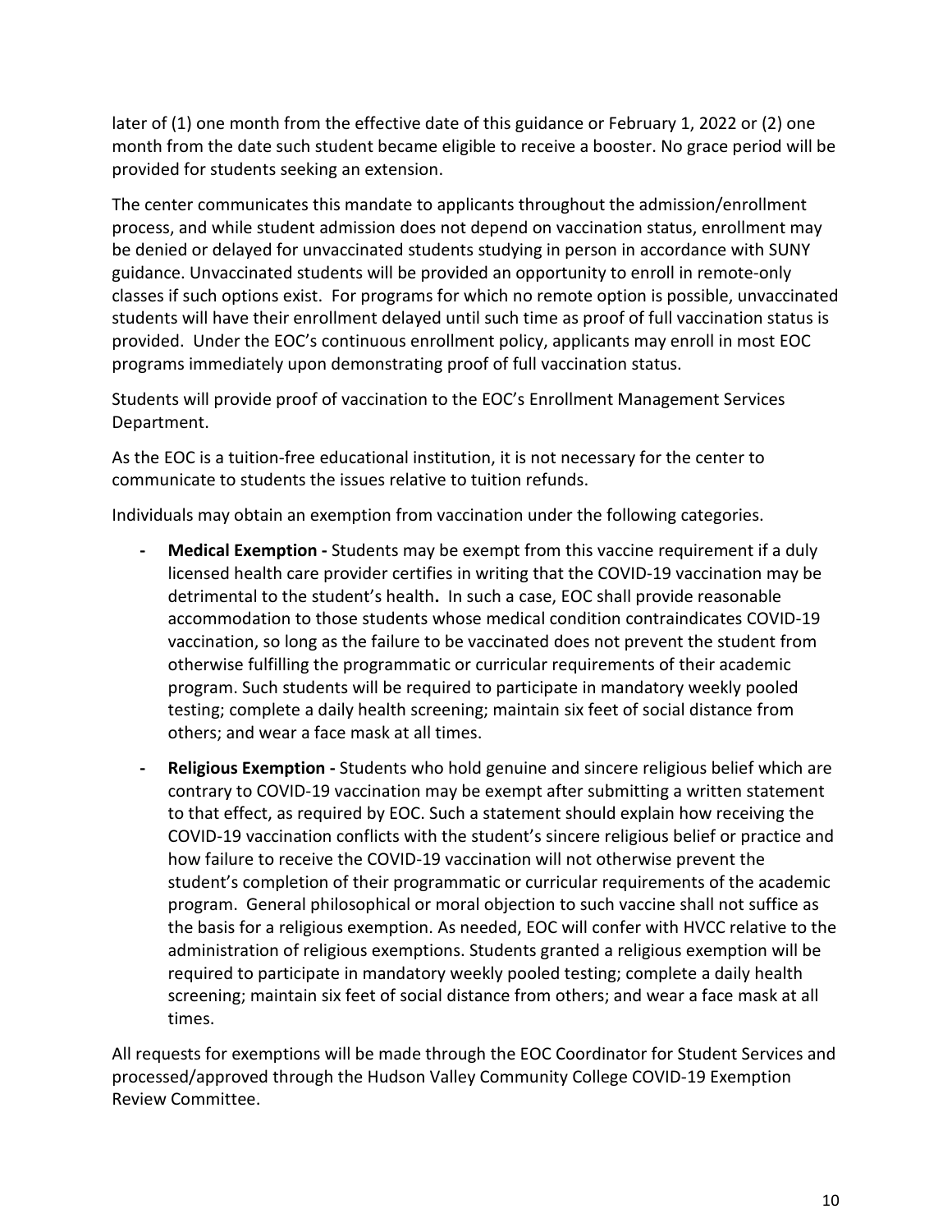later of (1) one month from the effective date of this guidance or February 1, 2022 or (2) one month from the date such student became eligible to receive a booster. No grace period will be provided for students seeking an extension.

The center communicates this mandate to applicants throughout the admission/enrollment process, and while student admission does not depend on vaccination status, enrollment may be denied or delayed for unvaccinated students studying in person in accordance with SUNY guidance. Unvaccinated students will be provided an opportunity to enroll in remote-only classes if such options exist. For programs for which no remote option is possible, unvaccinated students will have their enrollment delayed until such time as proof of full vaccination status is provided. Under the EOC's continuous enrollment policy, applicants may enroll in most EOC programs immediately upon demonstrating proof of full vaccination status.

Students will provide proof of vaccination to the EOC's Enrollment Management Services Department.

As the EOC is a tuition-free educational institution, it is not necessary for the center to communicate to students the issues relative to tuition refunds.

Individuals may obtain an exemption from vaccination under the following categories.

- **Medical Exemption -** Students may be exempt from this vaccine requirement if a duly licensed health care provider certifies in writing that the COVID-19 vaccination may be detrimental to the student's health**.** In such a case, EOC shall provide reasonable accommodation to those students whose medical condition contraindicates COVID-19 vaccination, so long as the failure to be vaccinated does not prevent the student from otherwise fulfilling the programmatic or curricular requirements of their academic program. Such students will be required to participate in mandatory weekly pooled testing; complete a daily health screening; maintain six feet of social distance from others; and wear a face mask at all times.
- **Religious Exemption -** Students who hold genuine and sincere religious belief which are contrary to COVID-19 vaccination may be exempt after submitting a written statement to that effect, as required by EOC. Such a statement should explain how receiving the COVID-19 vaccination conflicts with the student's sincere religious belief or practice and how failure to receive the COVID-19 vaccination will not otherwise prevent the student's completion of their programmatic or curricular requirements of the academic program. General philosophical or moral objection to such vaccine shall not suffice as the basis for a religious exemption. As needed, EOC will confer with HVCC relative to the administration of religious exemptions. Students granted a religious exemption will be required to participate in mandatory weekly pooled testing; complete a daily health screening; maintain six feet of social distance from others; and wear a face mask at all times.

All requests for exemptions will be made through the EOC Coordinator for Student Services and processed/approved through the Hudson Valley Community College COVID-19 Exemption Review Committee.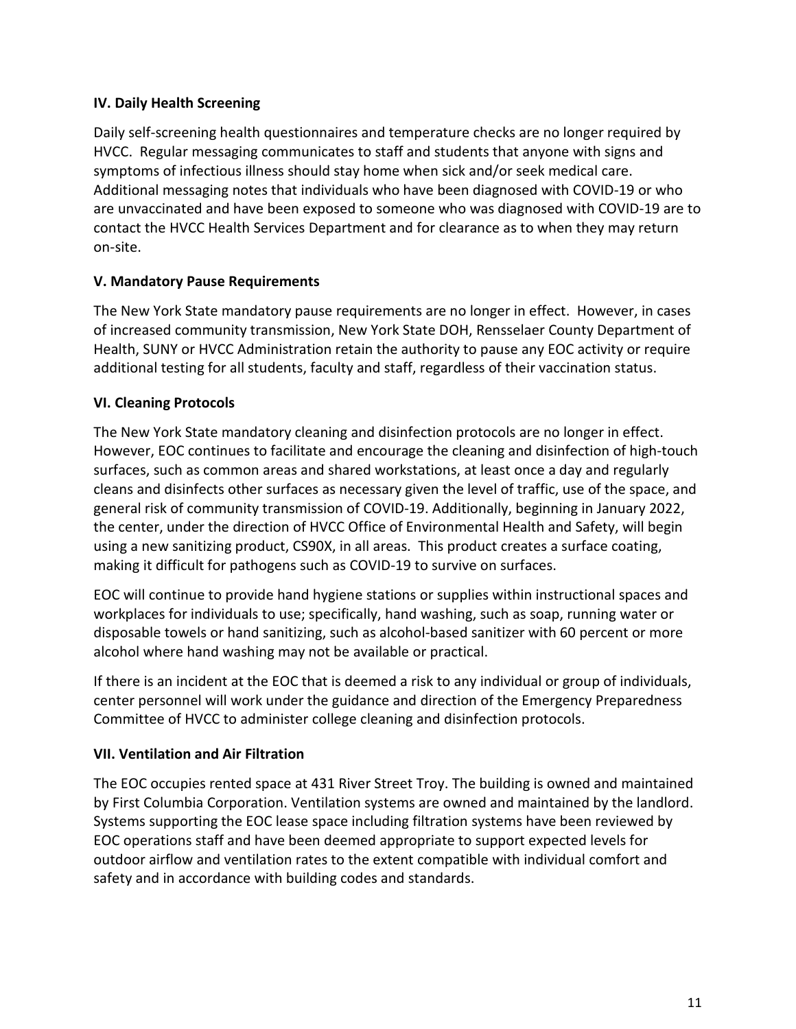**IV. Daily Health Screening**

Daily self-screening health questionnaires and temperature checks are no longer required by HVCC. Regular messaging communicates to staff and students that anyone with signs and symptoms of infectious illness should stay home when sick and/or seek medical care. Additional messaging notes that individuals who have been diagnosed with COVID-19 or who are unvaccinated and have been exposed to someone who was diagnosed with COVID-19 are to contact the HVCC Health Services Department and for clearance as to when they may return on-site.

**V. Mandatory Pause Requirements**

The New York State mandatory pause requirements are no longer in effect. However, in cases of increased community transmission, New York State DOH, Rensselaer County Department of Health, SUNY or HVCC Administration retain the authority to pause any EOC activity or require additional testing for all students, faculty and staff, regardless of their vaccination status.

**VI. Cleaning Protocols**

The New York State mandatory cleaning and disinfection protocols are no longer in effect. However, EOC continues to facilitate and encourage the cleaning and disinfection of high-touch surfaces, such as common areas and shared workstations, at least once a day and regularly cleans and disinfects other surfaces as necessary given the level of traffic, use of the space, and general risk of community transmission of COVID-19. Additionally, beginning in January 2022, the center, under the direction of HVCC Office of Environmental Health and Safety, will begin using a new sanitizing product, CS90X, in all areas. This product creates a surface coating, making it difficult for pathogens such as COVID-19 to survive on surfaces.

EOC will continue to provide hand hygiene stations or supplies within instructional spaces and workplaces for individuals to use; specifically, hand washing, such as soap, running water or disposable towels or hand sanitizing, such as alcohol-based sanitizer with 60 percent or more alcohol where hand washing may not be available or practical.

If there is an incident at the EOC that is deemed a risk to any individual or group of individuals, center personnel will work under the guidance and direction of the Emergency Preparedness Committee of HVCC to administer college cleaning and disinfection protocols.

**VII. Ventilation and Air Filtration**

The EOC occupies rented space at 431 River Street Troy. The building is owned and maintained by First Columbia Corporation. Ventilation systems are owned and maintained by the landlord. Systems supporting the EOC lease space including filtration systems have been reviewed by EOC operations staff and have been deemed appropriate to support expected levels for outdoor airflow and ventilation rates to the extent compatible with individual comfort and safety and in accordance with building codes and standards.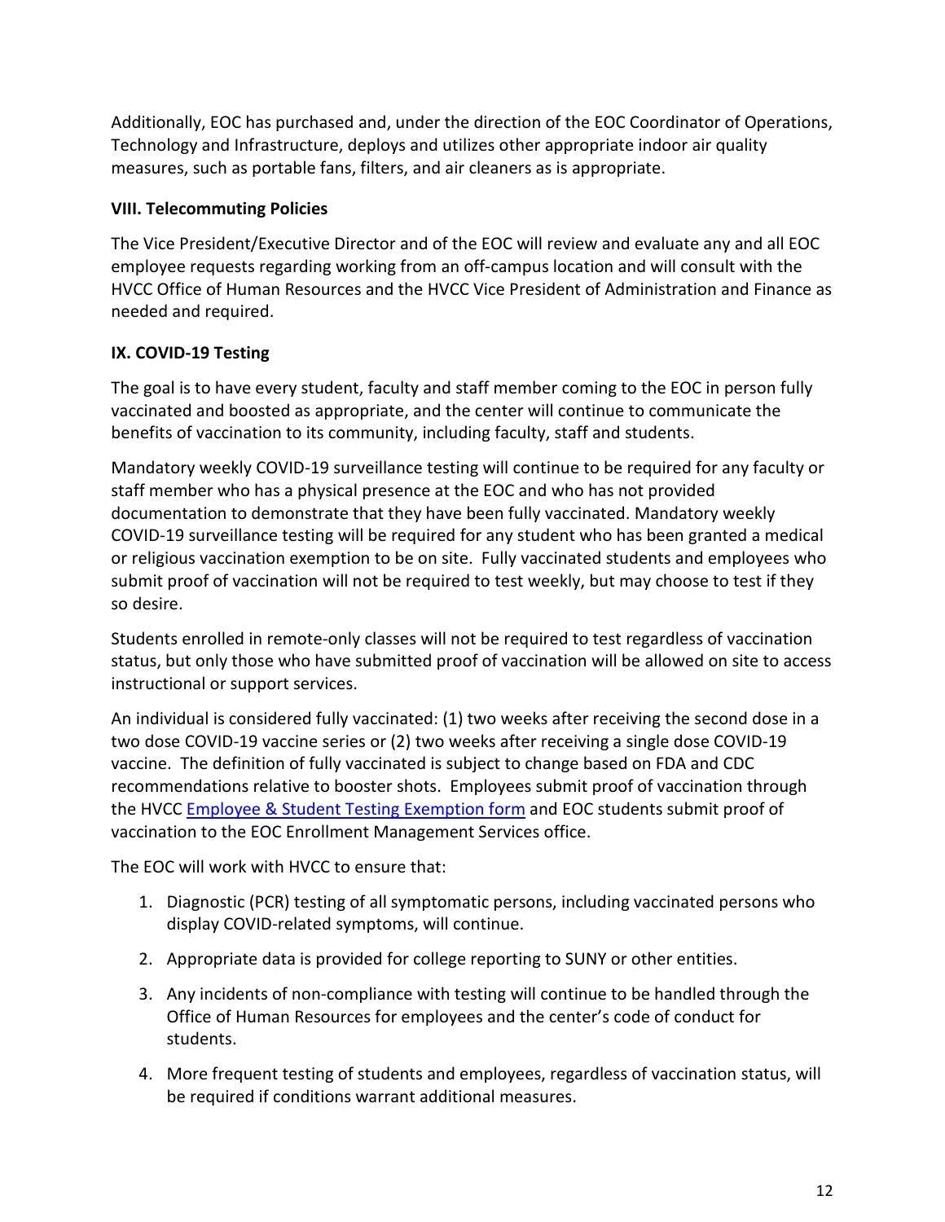Additionally, EOC has purchased and, under the direction of the EOC Coordinator of Operations, Technology and Infrastructure, deploys and utilizes other appropriate indoor air quality measures, such as portable fans, filters, and air cleaners as is appropriate.

**VIII. Telecommuting Policies**

The Vice President/Executive Director and of the EOC will review and evaluate any and all EOC employee requests regarding working from an off-campus location and will consult with the HVCC Office of Human Resources and the HVCC Vice President of Administration and Finance as needed and required.

**IX. COVID-19 Testing**

The goal is to have every student, faculty and staff member coming to the EOC in person fully vaccinated and boosted as appropriate, and the center will continue to communicate the benefits of vaccination to its community, including faculty, staff and students.

Mandatory weekly COVID-19 surveillance testing will continue to be required for any faculty or staff member who has a physical presence at the EOC and who has not provided documentation to demonstrate that they have been fully vaccinated. Mandatory weekly COVID-19 surveillance testing will be required for any student who has been granted a medical or religious vaccination exemption to be on site. Fully vaccinated students and employees who submit proof of vaccination will not be required to test weekly, but may choose to test if they so desire.

Students enrolled in remote-only classes will not be required to test regardless of vaccination status, but only those who have submitted proof of vaccination will be allowed on site to access instructional or support services.

An individual is considered fully vaccinated: (1) two weeks after receiving the second dose in a two dose COVID-19 vaccine series or (2) two weeks after receiving a single dose COVID-19 vaccine. The definition of fully vaccinated is subject to change based on FDA and CDC recommendations relative to booster shots. Employees submit proof of vaccination through the HVCC Employee & Student Testing Exemption form and EOC students submit proof of vaccination to the EOC Enrollment Management Services office.

The EOC will work with HVCC to ensure that:

1. Diagnostic (PCR) testing of all symptomatic persons, including vaccinated persons who display COVID-related symptoms, will continue.
2. Appropriate data is provided for college reporting to SUNY or other entities.
3. Any incidents of non-compliance with testing will continue to be handled through the Office of Human Resources for employees and the center's code of conduct for students.
4. More frequent testing of students and employees, regardless of vaccination status, will be required if conditions warrant additional measures.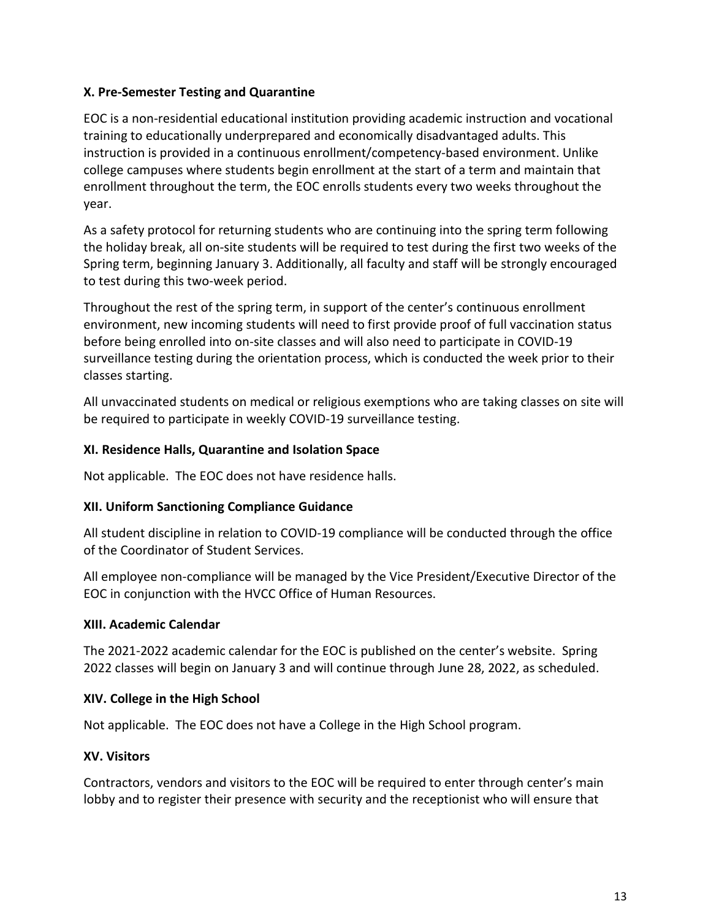### X. Pre-Semester Testing and Quarantine

EOC is a non-residential educational institution providing academic instruction and vocational training to educationally underprepared and economically disadvantaged adults. This instruction is provided in a continuous enrollment/competency-based environment. Unlike college campuses where students begin enrollment at the start of a term and maintain that enrollment throughout the term, the EOC enrolls students every two weeks throughout the year.

As a safety protocol for returning students who are continuing into the spring term following the holiday break, all on-site students will be required to test during the first two weeks of the Spring term, beginning January 3. Additionally, all faculty and staff will be strongly encouraged to test during this two-week period.

Throughout the rest of the spring term, in support of the center's continuous enrollment environment, new incoming students will need to first provide proof of full vaccination status before being enrolled into on-site classes and will also need to participate in COVID-19 surveillance testing during the orientation process, which is conducted the week prior to their classes starting.

All unvaccinated students on medical or religious exemptions who are taking classes on site will be required to participate in weekly COVID-19 surveillance testing.

### XI. Residence Halls, Quarantine and Isolation Space

Not applicable. The EOC does not have residence halls.

### XII. Uniform Sanctioning Compliance Guidance

All student discipline in relation to COVID-19 compliance will be conducted through the office of the Coordinator of Student Services.

All employee non-compliance will be managed by the Vice President/Executive Director of the EOC in conjunction with the HVCC Office of Human Resources.

### XIII. Academic Calendar

The 2021-2022 academic calendar for the EOC is published on the center's website. Spring 2022 classes will begin on January 3 and will continue through June 28, 2022, as scheduled.

### XIV. College in the High School

Not applicable. The EOC does not have a College in the High School program.

### XV. Visitors

Contractors, vendors and visitors to the EOC will be required to enter through center's main lobby and to register their presence with security and the receptionist who will ensure that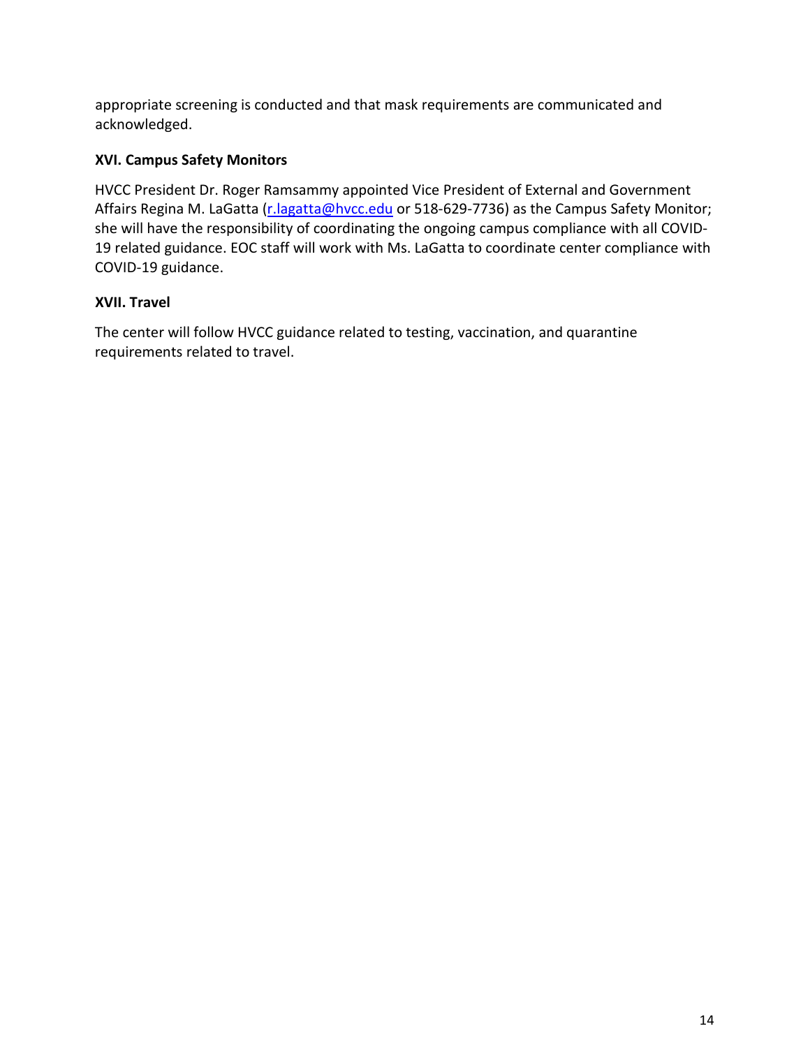appropriate screening is conducted and that mask requirements are communicated and acknowledged.

### XVI. Campus Safety Monitors

HVCC President Dr. Roger Ramsammy appointed Vice President of External and Government Affairs Regina M. LaGatta (r.lagatta@hvcc.edu or 518-629-7736) as the Campus Safety Monitor; she will have the responsibility of coordinating the ongoing campus compliance with all COVID-19 related guidance. EOC staff will work with Ms. LaGatta to coordinate center compliance with COVID-19 guidance.

### XVII. Travel

The center will follow HVCC guidance related to testing, vaccination, and quarantine requirements related to travel.